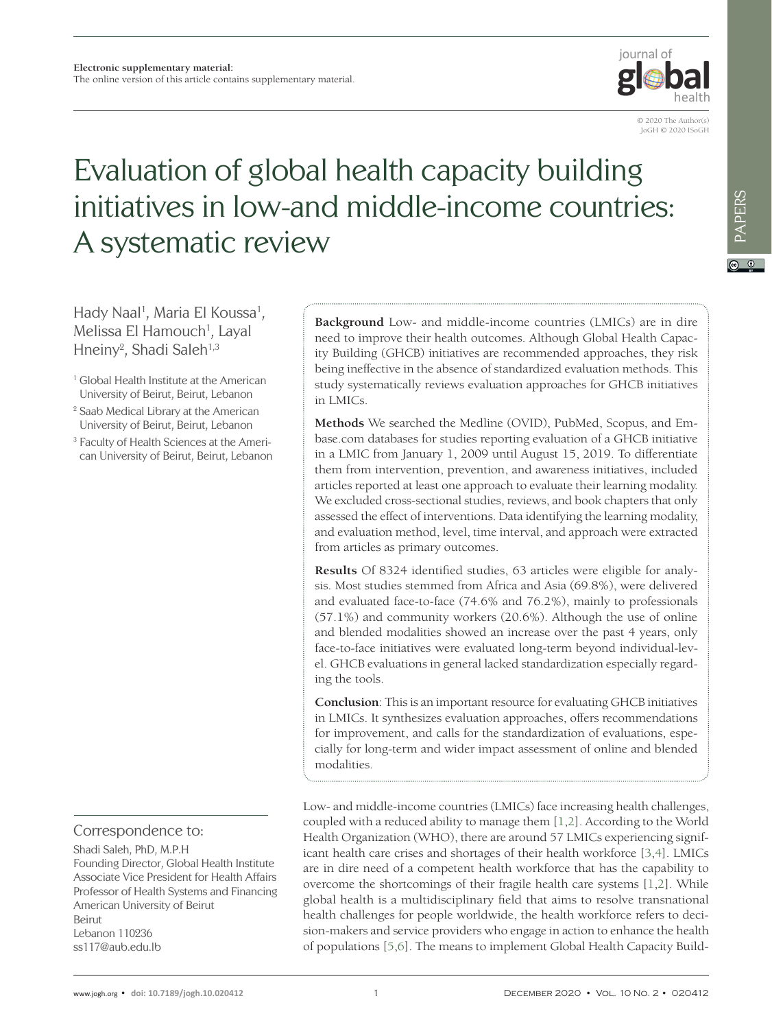Electronic supplementary material:
The online version of this article contains supplementary material.

© 2020 The Author(s)
JoGH © 2020 ISoGH

# Evaluation of global health capacity building initiatives in low-and middle-income countries: A systematic review

Hady Naal[1], Maria El Koussa[1], Melissa El Hamouch[1], Layal Hneiny[2], Shadi Saleh[1,3]

[1] Global Health Institute at the American University of Beirut, Beirut, Lebanon

[2] Saab Medical Library at the American University of Beirut, Beirut, Lebanon

[3] Faculty of Health Sciences at the American University of Beirut, Beirut, Lebanon

**Background** Low- and middle-income countries (LMICs) are in dire need to improve their health outcomes. Although Global Health Capacity Building (GHCB) initiatives are recommended approaches, they risk being ineffective in the absence of standardized evaluation methods. This study systematically reviews evaluation approaches for GHCB initiatives in LMICs.

**Methods** We searched the Medline (OVID), PubMed, Scopus, and Embase.com databases for studies reporting evaluation of a GHCB initiative in a LMIC from January 1, 2009 until August 15, 2019. To differentiate them from intervention, prevention, and awareness initiatives, included articles reported at least one approach to evaluate their learning modality. We excluded cross-sectional studies, reviews, and book chapters that only assessed the effect of interventions. Data identifying the learning modality, and evaluation method, level, time interval, and approach were extracted from articles as primary outcomes.

**Results** Of 8324 identified studies, 63 articles were eligible for analysis. Most studies stemmed from Africa and Asia (69.8%), were delivered and evaluated face-to-face (74.6% and 76.2%), mainly to professionals (57.1%) and community workers (20.6%). Although the use of online and blended modalities showed an increase over the past 4 years, only face-to-face initiatives were evaluated long-term beyond individual-level. GHCB evaluations in general lacked standardization especially regarding the tools.

**Conclusion**: This is an important resource for evaluating GHCB initiatives in LMICs. It synthesizes evaluation approaches, offers recommendations for improvement, and calls for the standardization of evaluations, especially for long-term and wider impact assessment of online and blended modalities.

Correspondence to:

Shadi Saleh, PhD, M.P.H
Founding Director, Global Health Institute
Associate Vice President for Health Affairs
Professor of Health Systems and Financing
American University of Beirut
Beirut
Lebanon 110236
ss117@aub.edu.lb

Low- and middle-income countries (LMICs) face increasing health challenges, coupled with a reduced ability to manage them [1,2]. According to the World Health Organization (WHO), there are around 57 LMICs experiencing significant health care crises and shortages of their health workforce [3,4]. LMICs are in dire need of a competent health workforce that has the capability to overcome the shortcomings of their fragile health care systems [1,2]. While global health is a multidisciplinary field that aims to resolve transnational health challenges for people worldwide, the health workforce refers to decision-makers and service providers who engage in action to enhance the health of populations [5,6]. The means to implement Global Health Capacity Build-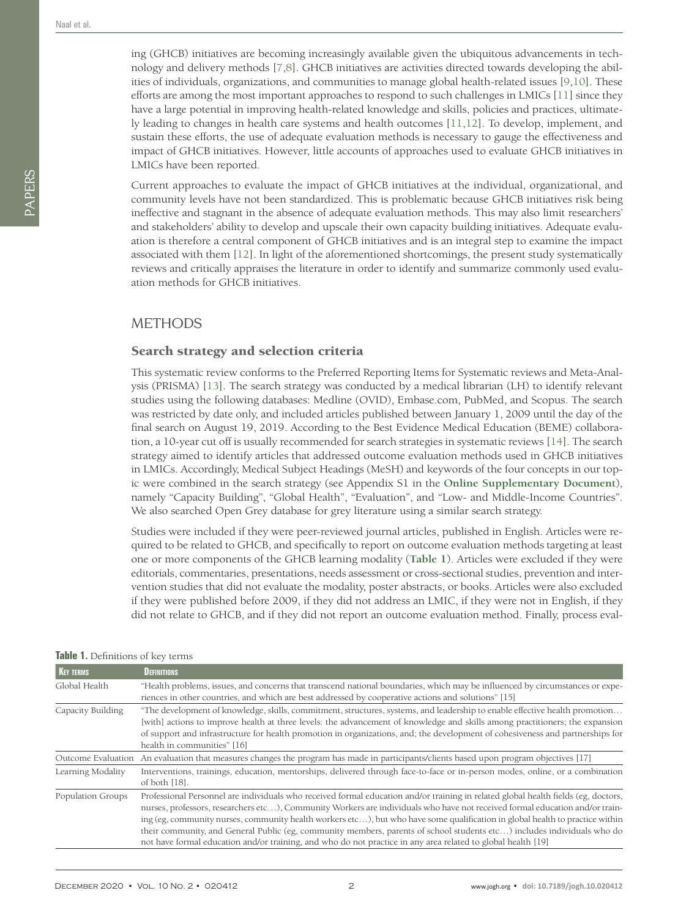ing (GHCB) initiatives are becoming increasingly available given the ubiquitous advancements in technology and delivery methods [7,8]. GHCB initiatives are activities directed towards developing the abilities of individuals, organizations, and communities to manage global health-related issues [9,10]. These efforts are among the most important approaches to respond to such challenges in LMICs [11] since they have a large potential in improving health-related knowledge and skills, policies and practices, ultimately leading to changes in health care systems and health outcomes [11,12]. To develop, implement, and sustain these efforts, the use of adequate evaluation methods is necessary to gauge the effectiveness and impact of GHCB initiatives. However, little accounts of approaches used to evaluate GHCB initiatives in LMICs have been reported.

Current approaches to evaluate the impact of GHCB initiatives at the individual, organizational, and community levels have not been standardized. This is problematic because GHCB initiatives risk being ineffective and stagnant in the absence of adequate evaluation methods. This may also limit researchers' and stakeholders' ability to develop and upscale their own capacity building initiatives. Adequate evaluation is therefore a central component of GHCB initiatives and is an integral step to examine the impact associated with them [12]. In light of the aforementioned shortcomings, the present study systematically reviews and critically appraises the literature in order to identify and summarize commonly used evaluation methods for GHCB initiatives.

## METHODS

### Search strategy and selection criteria

This systematic review conforms to the Preferred Reporting Items for Systematic reviews and Meta-Analysis (PRISMA) [13]. The search strategy was conducted by a medical librarian (LH) to identify relevant studies using the following databases: Medline (OVID), Embase.com, PubMed, and Scopus. The search was restricted by date only, and included articles published between January 1, 2009 until the day of the final search on August 19, 2019. According to the Best Evidence Medical Education (BEME) collaboration, a 10-year cut off is usually recommended for search strategies in systematic reviews [14]. The search strategy aimed to identify articles that addressed outcome evaluation methods used in GHCB initiatives in LMICs. Accordingly, Medical Subject Headings (MeSH) and keywords of the four concepts in our topic were combined in the search strategy (see Appendix S1 in the **Online Supplementary Document**), namely "Capacity Building", "Global Health", "Evaluation", and "Low- and Middle-Income Countries". We also searched Open Grey database for grey literature using a similar search strategy.

Studies were included if they were peer-reviewed journal articles, published in English. Articles were required to be related to GHCB, and specifically to report on outcome evaluation methods targeting at least one or more components of the GHCB learning modality (**Table 1**). Articles were excluded if they were editorials, commentaries, presentations, needs assessment or cross-sectional studies, prevention and intervention studies that did not evaluate the modality, poster abstracts, or books. Articles were also excluded if they were published before 2009, if they did not address an LMIC, if they were not in English, if they did not relate to GHCB, and if they did not report an outcome evaluation method. Finally, process eval-

**Table 1.** Definitions of key terms

| Key terms | Definitions |
|---|---|
| Global Health | "Health problems, issues, and concerns that transcend national boundaries, which may be influenced by circumstances or experiences in other countries, and which are best addressed by cooperative actions and solutions" [15] |
| Capacity Building | "The development of knowledge, skills, commitment, structures, systems, and leadership to enable effective health promotion… [with] actions to improve health at three levels: the advancement of knowledge and skills among practitioners; the expansion of support and infrastructure for health promotion in organizations, and; the development of cohesiveness and partnerships for health in communities" [16] |
| Outcome Evaluation | An evaluation that measures changes the program has made in participants/clients based upon program objectives [17] |
| Learning Modality | Interventions, trainings, education, mentorships, delivered through face-to-face or in-person modes, online, or a combination of both [18]. |
| Population Groups | Professional Personnel are individuals who received formal education and/or training in related global health fields (eg, doctors, nurses, professors, researchers etc…), Community Workers are individuals who have not received formal education and/or training (eg, community nurses, community health workers etc…), but who have some qualification in global health to practice within their community, and General Public (eg, community members, parents of school students etc…) includes individuals who do not have formal education and/or training, and who do not practice in any area related to global health [19] |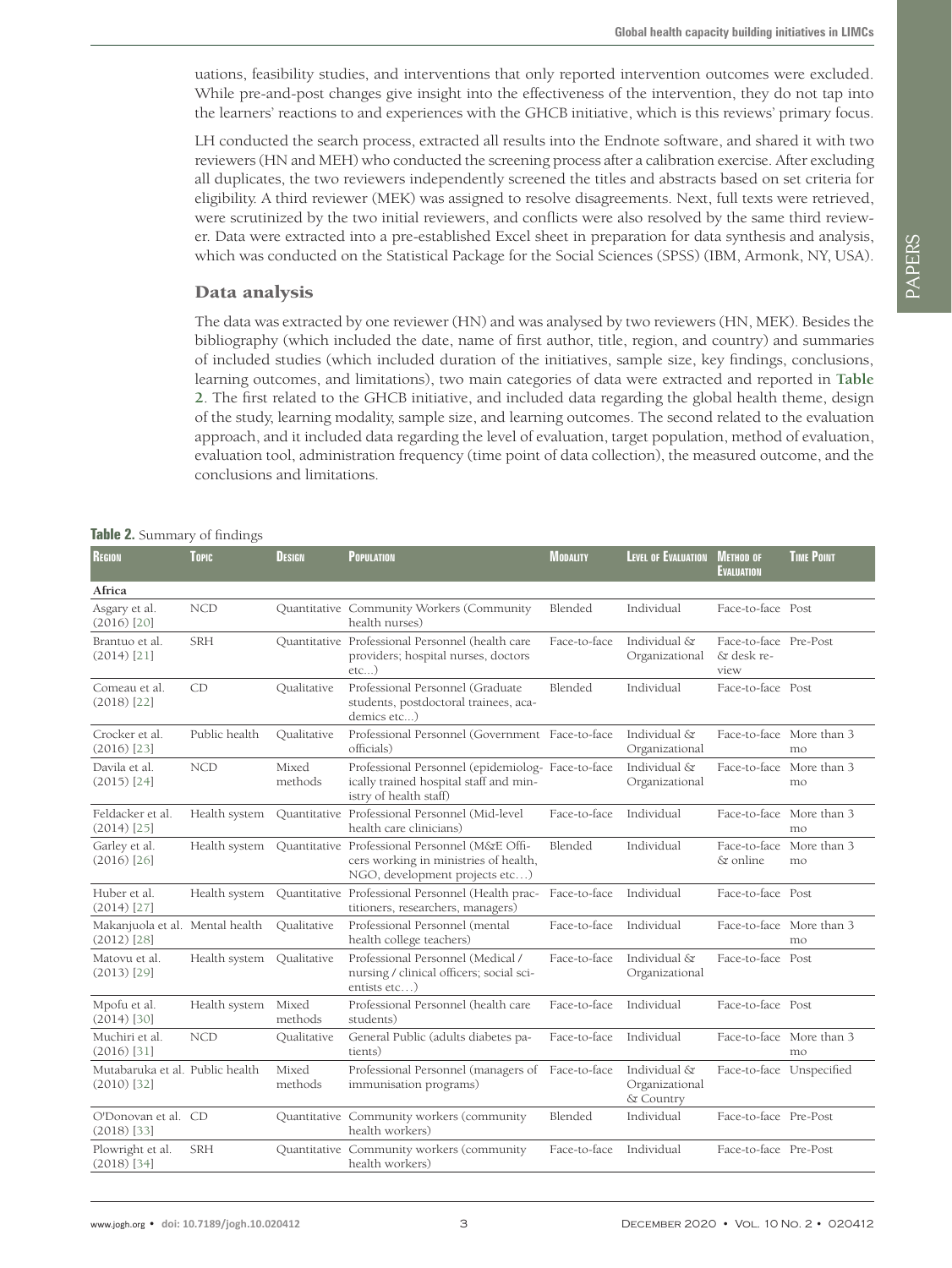uations, feasibility studies, and interventions that only reported intervention outcomes were excluded. While pre-and-post changes give insight into the effectiveness of the intervention, they do not tap into the learners' reactions to and experiences with the GHCB initiative, which is this reviews' primary focus.

LH conducted the search process, extracted all results into the Endnote software, and shared it with two reviewers (HN and MEH) who conducted the screening process after a calibration exercise. After excluding all duplicates, the two reviewers independently screened the titles and abstracts based on set criteria for eligibility. A third reviewer (MEK) was assigned to resolve disagreements. Next, full texts were retrieved, were scrutinized by the two initial reviewers, and conflicts were also resolved by the same third reviewer. Data were extracted into a pre-established Excel sheet in preparation for data synthesis and analysis, which was conducted on the Statistical Package for the Social Sciences (SPSS) (IBM, Armonk, NY, USA).

## Data analysis

The data was extracted by one reviewer (HN) and was analysed by two reviewers (HN, MEK). Besides the bibliography (which included the date, name of first author, title, region, and country) and summaries of included studies (which included duration of the initiatives, sample size, key findings, conclusions, learning outcomes, and limitations), two main categories of data were extracted and reported in **Table 2**. The first related to the GHCB initiative, and included data regarding the global health theme, design of the study, learning modality, sample size, and learning outcomes. The second related to the evaluation approach, and it included data regarding the level of evaluation, target population, method of evaluation, evaluation tool, administration frequency (time point of data collection), the measured outcome, and the conclusions and limitations.

**Table 2.** Summary of findings

| Region | Topic | Design | Population | Modality | Level of Evaluation | Method of Evaluation | Time Point |
|---|---|---|---|---|---|---|---|
| **Africa** | | | | | | | |
| Asgary et al. (2016) [20] | NCD | Quantitative | Community Workers (Community health nurses) | Blended | Individual | Face-to-face | Post |
| Brantuo et al. (2014) [21] | SRH | Quantitative | Professional Personnel (health care providers; hospital nurses, doctors etc...) | Face-to-face | Individual & Organizational | Face-to-face & desk review | Pre-Post |
| Comeau et al. (2018) [22] | CD | Qualitative | Professional Personnel (Graduate students, postdoctoral trainees, academics etc...) | Blended | Individual | Face-to-face | Post |
| Crocker et al. (2016) [23] | Public health | Qualitative | Professional Personnel (Government officials) | Face-to-face | Individual & Organizational | Face-to-face | More than 3 mo |
| Davila et al. (2015) [24] | NCD | Mixed methods | Professional Personnel (epidemiologically trained hospital staff and ministry of health staff) | Face-to-face | Individual & Organizational | Face-to-face | More than 3 mo |
| Feldacker et al. (2014) [25] | Health system | Quantitative | Professional Personnel (Mid-level health care clinicians) | Face-to-face | Individual | Face-to-face | More than 3 mo |
| Garley et al. (2016) [26] | Health system | Quantitative | Professional Personnel (M&E Officers working in ministries of health, NGO, development projects etc…) | Blended | Individual | Face-to-face & online | More than 3 mo |
| Huber et al. (2014) [27] | Health system | Quantitative | Professional Personnel (Health practitioners, researchers, managers) | Face-to-face | Individual | Face-to-face | Post |
| Makanjuola et al. (2012) [28] | Mental health | Qualitative | Professional Personnel (mental health college teachers) | Face-to-face | Individual | Face-to-face | More than 3 mo |
| Matovu et al. (2013) [29] | Health system | Qualitative | Professional Personnel (Medical / nursing / clinical officers; social scientists etc…) | Face-to-face | Individual & Organizational | Face-to-face | Post |
| Mpofu et al. (2014) [30] | Health system | Mixed methods | Professional Personnel (health care students) | Face-to-face | Individual | Face-to-face | Post |
| Muchiri et al. (2016) [31] | NCD | Qualitative | General Public (adults diabetes patients) | Face-to-face | Individual | Face-to-face | More than 3 mo |
| Mutabaruka et al. (2010) [32] | Public health | Mixed methods | Professional Personnel (managers of immunisation programs) | Face-to-face | Individual & Organizational & Country | Face-to-face | Unspecified |
| O'Donovan et al. (2018) [33] | CD | Quantitative | Community workers (community health workers) | Blended | Individual | Face-to-face | Pre-Post |
| Plowright et al. (2018) [34] | SRH | Quantitative | Community workers (community health workers) | Face-to-face | Individual | Face-to-face | Pre-Post |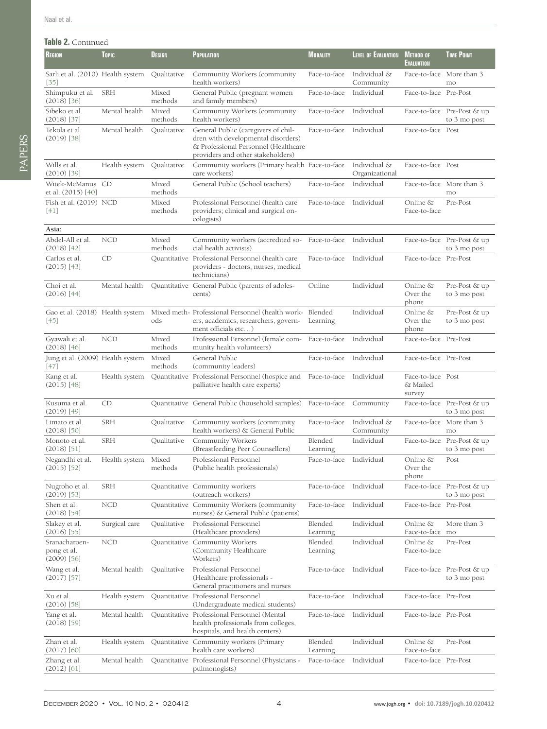**Table 2.** Continued

| Region | Topic | Design | Population | Modality | Level of Evaluation | Method of Evaluation | Time Point |
|---|---|---|---|---|---|---|---|
| Sarli et al. (2010) [35] | Health system | Qualitative | Community Workers (community health workers) | Face-to-face | Individual & Community | Face-to-face | More than 3 mo |
| Shimpuku et al. (2018) [36] | SRH | Mixed methods | General Public (pregnant women and family members) | Face-to-face | Individual | Face-to-face | Pre-Post |
| Sibeko et al. (2018) [37] | Mental health | Mixed methods | Community Workers (community health workers) | Face-to-face | Individual | Face-to-face | Pre-Post & up to 3 mo post |
| Tekola et al. (2019) [38] | Mental health | Qualitative | General Public (caregivers of children with developmental disorders) & Professional Personnel (Healthcare providers and other stakeholders) | Face-to-face | Individual | Face-to-face | Post |
| Wills et al. (2010) [39] | Health system | Qualitative | Community workers (Primary health care workers) | Face-to-face | Individual & Organizational | Face-to-face | Post |
| Witek-McManus et al. (2015) [40] | CD | Mixed methods | General Public (School teachers) | Face-to-face | Individual | Face-to-face | More than 3 mo |
| Fish et al. (2019) [41] | NCD | Mixed methods | Professional Personnel (health care providers; clinical and surgical oncologists) | Face-to-face | Individual | Online & Face-to-face | Pre-Post |
| **Asia:** | | | | | | | |
| Abdel-All et al. (2018) [42] | NCD | Mixed methods | Community workers (accredited social health activists) | Face-to-face | Individual | Face-to-face | Pre-Post & up to 3 mo post |
| Carlos et al. (2015) [43] | CD | Quantitative | Professional Personnel (health care providers - doctors, nurses, medical technicians) | Face-to-face | Individual | Face-to-face | Pre-Post |
| Choi et al. (2016) [44] | Mental health | Quantitative | General Public (parents of adolescents) | Online | Individual | Online & Over the phone | Pre-Post & up to 3 mo post |
| Gao et al. (2018) [45] | Health system | Mixed methods | Professional Personnel (health workers, academics, researchers, government officials etc…) | Blended Learning | Individual | Online & Over the phone | Pre-Post & up to 3 mo post |
| Gyawali et al. (2018) [46] | NCD | Mixed methods | Professional Personnel (female community health volunteers) | Face-to-face | Individual | Face-to-face | Pre-Post |
| Jung et al. (2009) [47] | Health system | Mixed methods | General Public (community leaders) | Face-to-face | Individual | Face-to-face | Pre-Post |
| Kang et al. (2015) [48] | Health system | Quantitative | Professional Personnel (hospice and palliative health care experts) | Face-to-face | Individual | Face-to-face & Mailed survey | Post |
| Kusuma et al. (2019) [49] | CD | Quantitative | General Public (household samples) | Face-to-face | Community | Face-to-face | Pre-Post & up to 3 mo post |
| Limato et al. (2018) [50] | SRH | Qualitative | Community workers (community health workers) & General Public | Face-to-face | Individual & Community | Face-to-face | More than 3 mo |
| Monoto et al. (2018) [51] | SRH | Qualitative | Community Workers (Breastfeeding Peer Counsellors) | Blended Learning | Individual | Face-to-face | Pre-Post & up to 3 mo post |
| Negandhi et al. (2015) [52] | Health system | Mixed methods | Professional Personnel (Public health professionals) | Face-to-face | Individual | Online & Over the phone | Post |
| Nugroho et al. (2019) [53] | SRH | Quantitative | Community workers (outreach workers) | Face-to-face | Individual | Face-to-face | Pre-Post & up to 3 mo post |
| Shen et al. (2018) [54] | NCD | Quantitative | Community Workers (community nurses) & General Public (patients) | Face-to-face | Individual | Face-to-face | Pre-Post |
| Slakey et al. (2016) [55] | Surgical care | Qualitative | Professional Personnel (Healthcare providers) | Blended Learning | Individual | Online & Face-to-face | More than 3 mo |
| Sranacharoenpong et al. (2009) [56] | NCD | Quantitative | Community Workers (Community Healthcare Workers) | Blended Learning | Individual | Online & Face-to-face | Pre-Post |
| Wang et al. (2017) [57] | Mental health | Qualitative | Professional Personnel (Healthcare professionals - General practitioners and nurses | Face-to-face | Individual | Face-to-face | Pre-Post & up to 3 mo post |
| Xu et al. (2016) [58] | Health system | Quantitative | Professional Personnel (Undergraduate medical students) | Face-to-face | Individual | Face-to-face | Pre-Post |
| Yang et al. (2018) [59] | Mental health | Quantitative | Professional Personnel (Mental health professionals from colleges, hospitals, and health centers) | Face-to-face | Individual | Face-to-face | Pre-Post |
| Zhan et al. (2017) [60] | Health system | Quantitative | Community workers (Primary health care workers) | Blended Learning | Individual | Online & Face-to-face | Pre-Post |
| Zhang et al. (2012) [61] | Mental health | Quantitative | Professional Personnel (Physicians - pulmonogists) | Face-to-face | Individual | Face-to-face | Pre-Post |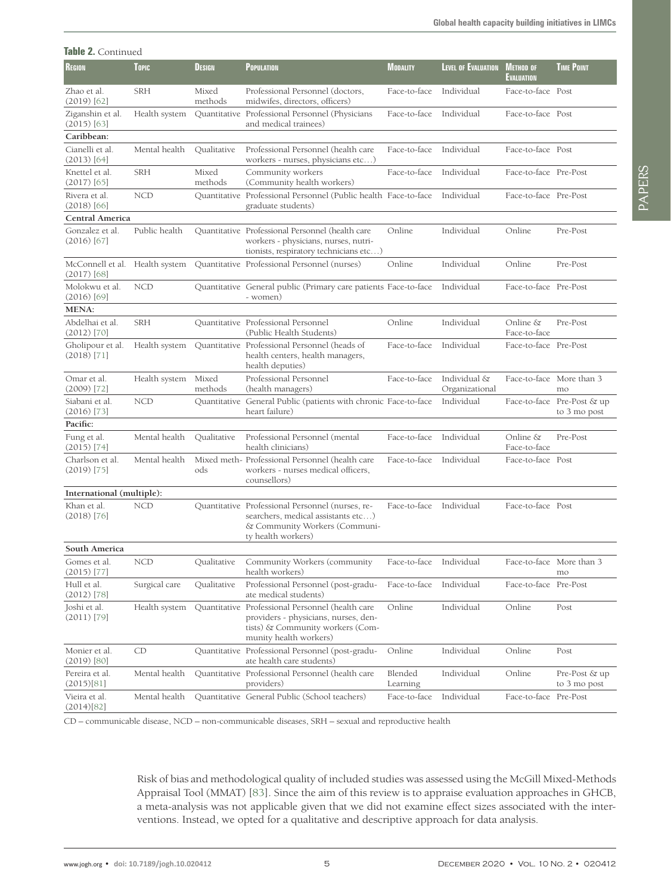**Table 2.** Continued

| Region | Topic | Design | Population | Modality | Level of Evaluation | Method of Evaluation | Time Point |
|---|---|---|---|---|---|---|---|
| Zhao et al. (2019) [62] | SRH | Mixed methods | Professional Personnel (doctors, midwifes, directors, officers) | Face-to-face | Individual | Face-to-face | Post |
| Ziganshin et al. (2015) [63] | Health system | Quantitative | Professional Personnel (Physicians and medical trainees) | Face-to-face | Individual | Face-to-face | Post |
| **Caribbean:** | | | | | | | |
| Cianelli et al. (2013) [64] | Mental health | Qualitative | Professional Personnel (health care workers - nurses, physicians etc…) | Face-to-face | Individual | Face-to-face | Post |
| Knettel et al. (2017) [65] | SRH | Mixed methods | Community workers (Community health workers) | Face-to-face | Individual | Face-to-face | Pre-Post |
| Rivera et al. (2018) [66] | NCD | Quantitative | Professional Personnel (Public health graduate students) | Face-to-face | Individual | Face-to-face | Pre-Post |
| **Central America** | | | | | | | |
| Gonzalez et al. (2016) [67] | Public health | Quantitative | Professional Personnel (health care workers - physicians, nurses, nutritionists, respiratory technicians etc…) | Online | Individual | Online | Pre-Post |
| McConnell et al. (2017) [68] | Health system | Quantitative | Professional Personnel (nurses) | Online | Individual | Online | Pre-Post |
| Molokwu et al. (2016) [69] | NCD | Quantitative | General public (Primary care patients - women) | Face-to-face | Individual | Face-to-face | Pre-Post |
| **MENA:** | | | | | | | |
| Abdelhai et al. (2012) [70] | SRH | Quantitative | Professional Personnel (Public Health Students) | Online | Individual | Online & Face-to-face | Pre-Post |
| Gholipour et al. (2018) [71] | Health system | Quantitative | Professional Personnel (heads of health centers, health managers, health deputies) | Face-to-face | Individual | Face-to-face | Pre-Post |
| Omar et al. (2009) [72] | Health system | Mixed methods | Professional Personnel (health managers) | Face-to-face | Individual & Organizational | Face-to-face | More than 3 mo |
| Siabani et al. (2016) [73] | NCD | Quantitative | General Public (patients with chronic heart failure) | Face-to-face | Individual | Face-to-face | Pre-Post & up to 3 mo post |
| **Pacific:** | | | | | | | |
| Fung et al. (2015) [74] | Mental health | Qualitative | Professional Personnel (mental health clinicians) | Face-to-face | Individual | Online & Face-to-face | Pre-Post |
| Charlson et al. (2019) [75] | Mental health | Mixed methods | Professional Personnel (health care workers - nurses medical officers, counsellors) | Face-to-face | Individual | Face-to-face | Post |
| **International (multiple):** | | | | | | | |
| Khan et al. (2018) [76] | NCD | Quantitative | Professional Personnel (nurses, researchers, medical assistants etc…) & Community Workers (Community health workers) | Face-to-face | Individual | Face-to-face | Post |
| **South America** | | | | | | | |
| Gomes et al. (2015) [77] | NCD | Qualitative | Community Workers (community health workers) | Face-to-face | Individual | Face-to-face | More than 3 mo |
| Hull et al. (2012) [78] | Surgical care | Qualitative | Professional Personnel (post-graduate medical students) | Face-to-face | Individual | Face-to-face | Pre-Post |
| Joshi et al. (2011) [79] | Health system | Quantitative | Professional Personnel (health care providers - physicians, nurses, dentists) & Community workers (Community health workers) | Online | Individual | Online | Post |
| Monier et al. (2019) [80] | CD | Quantitative | Professional Personnel (post-graduate health care students) | Online | Individual | Online | Post |
| Pereira et al. (2015)[81] | Mental health | Quantitative | Professional Personnel (health care providers) | Blended Learning | Individual | Online | Pre-Post & up to 3 mo post |
| Vieira et al. (2014)[82] | Mental health | Quantitative | General Public (School teachers) | Face-to-face | Individual | Face-to-face | Pre-Post |

CD – communicable disease, NCD – non-communicable diseases, SRH – sexual and reproductive health

Risk of bias and methodological quality of included studies was assessed using the McGill Mixed-Methods Appraisal Tool (MMAT) [83]. Since the aim of this review is to appraise evaluation approaches in GHCB, a meta-analysis was not applicable given that we did not examine effect sizes associated with the interventions. Instead, we opted for a qualitative and descriptive approach for data analysis.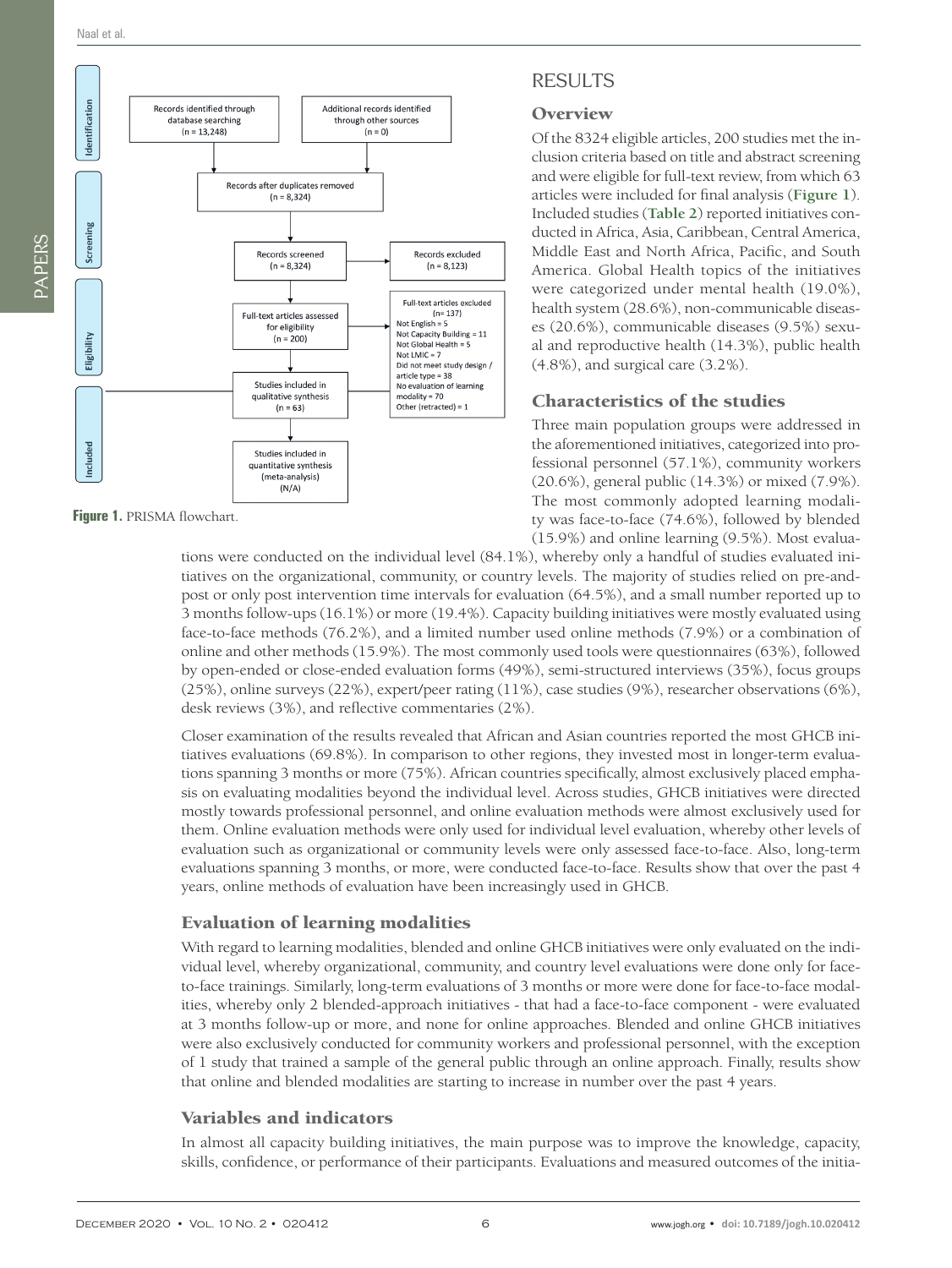Records identified through database searching (n = 13,248)

Additional records identified through other sources (n = 0)

Records after duplicates removed (n = 8,324)

Records screened (n = 8,324)

Records excluded (n = 8,123)

Full-text articles assessed for eligibility (n = 200)

Full-text articles excluded (n= 137)
Not English = 5
Not Capacity Building = 11
Not Global Health = 5
Not LMIC = 7
Did not meet study design / article type = 38
No evaluation of learning modality = 70
Other (retracted) = 1

Studies included in qualitative synthesis (n = 63)

Studies included in quantitative synthesis (meta-analysis) (N/A)

**Figure 1.** PRISMA flowchart.

## RESULTS

### Overview

Of the 8324 eligible articles, 200 studies met the inclusion criteria based on title and abstract screening and were eligible for full-text review, from which 63 articles were included for final analysis (**Figure 1**). Included studies (**Table 2**) reported initiatives conducted in Africa, Asia, Caribbean, Central America, Middle East and North Africa, Pacific, and South America. Global Health topics of the initiatives were categorized under mental health (19.0%), health system (28.6%), non-communicable diseases (20.6%), communicable diseases (9.5%) sexual and reproductive health (14.3%), public health (4.8%), and surgical care (3.2%).

### Characteristics of the studies

Three main population groups were addressed in the aforementioned initiatives, categorized into professional personnel (57.1%), community workers (20.6%), general public (14.3%) or mixed (7.9%). The most commonly adopted learning modality was face-to-face (74.6%), followed by blended (15.9%) and online learning (9.5%). Most evaluations were conducted on the individual level (84.1%), whereby only a handful of studies evaluated initiatives on the organizational, community, or country levels. The majority of studies relied on pre-and-post or only post intervention time intervals for evaluation (64.5%), and a small number reported up to 3 months follow-ups (16.1%) or more (19.4%). Capacity building initiatives were mostly evaluated using face-to-face methods (76.2%), and a limited number used online methods (7.9%) or a combination of online and other methods (15.9%). The most commonly used tools were questionnaires (63%), followed by open-ended or close-ended evaluation forms (49%), semi-structured interviews (35%), focus groups (25%), online surveys (22%), expert/peer rating (11%), case studies (9%), researcher observations (6%), desk reviews (3%), and reflective commentaries (2%).

Closer examination of the results revealed that African and Asian countries reported the most GHCB initiatives evaluations (69.8%). In comparison to other regions, they invested most in longer-term evaluations spanning 3 months or more (75%). African countries specifically, almost exclusively placed emphasis on evaluating modalities beyond the individual level. Across studies, GHCB initiatives were directed mostly towards professional personnel, and online evaluation methods were almost exclusively used for them. Online evaluation methods were only used for individual level evaluation, whereby other levels of evaluation such as organizational or community levels were only assessed face-to-face. Also, long-term evaluations spanning 3 months, or more, were conducted face-to-face. Results show that over the past 4 years, online methods of evaluation have been increasingly used in GHCB.

### Evaluation of learning modalities

With regard to learning modalities, blended and online GHCB initiatives were only evaluated on the individual level, whereby organizational, community, and country level evaluations were done only for face-to-face trainings. Similarly, long-term evaluations of 3 months or more were done for face-to-face modalities, whereby only 2 blended-approach initiatives - that had a face-to-face component - were evaluated at 3 months follow-up or more, and none for online approaches. Blended and online GHCB initiatives were also exclusively conducted for community workers and professional personnel, with the exception of 1 study that trained a sample of the general public through an online approach. Finally, results show that online and blended modalities are starting to increase in number over the past 4 years.

### Variables and indicators

In almost all capacity building initiatives, the main purpose was to improve the knowledge, capacity, skills, confidence, or performance of their participants. Evaluations and measured outcomes of the initia-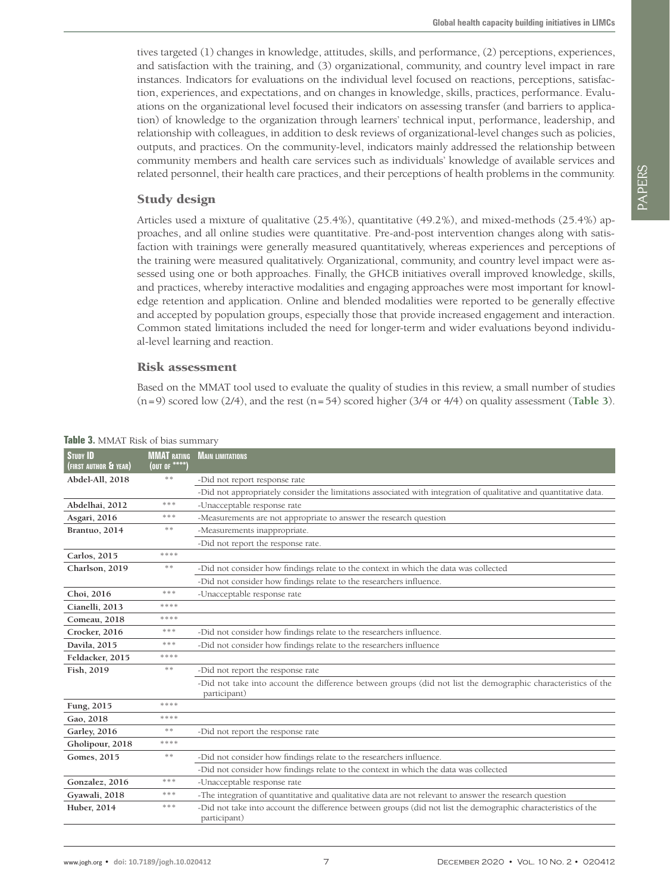tives targeted (1) changes in knowledge, attitudes, skills, and performance, (2) perceptions, experiences, and satisfaction with the training, and (3) organizational, community, and country level impact in rare instances. Indicators for evaluations on the individual level focused on reactions, perceptions, satisfaction, experiences, and expectations, and on changes in knowledge, skills, practices, performance. Evaluations on the organizational level focused their indicators on assessing transfer (and barriers to application) of knowledge to the organization through learners' technical input, performance, leadership, and relationship with colleagues, in addition to desk reviews of organizational-level changes such as policies, outputs, and practices. On the community-level, indicators mainly addressed the relationship between community members and health care services such as individuals' knowledge of available services and related personnel, their health care practices, and their perceptions of health problems in the community.

## Study design

Articles used a mixture of qualitative (25.4%), quantitative (49.2%), and mixed-methods (25.4%) approaches, and all online studies were quantitative. Pre-and-post intervention changes along with satisfaction with trainings were generally measured quantitatively, whereas experiences and perceptions of the training were measured qualitatively. Organizational, community, and country level impact were assessed using one or both approaches. Finally, the GHCB initiatives overall improved knowledge, skills, and practices, whereby interactive modalities and engaging approaches were most important for knowledge retention and application. Online and blended modalities were reported to be generally effective and accepted by population groups, especially those that provide increased engagement and interaction. Common stated limitations included the need for longer-term and wider evaluations beyond individual-level learning and reaction.

## Risk assessment

Based on the MMAT tool used to evaluate the quality of studies in this review, a small number of studies (n=9) scored low (2/4), and the rest (n=54) scored higher (3/4 or 4/4) on quality assessment (**Table 3**).

**Table 3.** MMAT Risk of bias summary

| Study ID (first author & year) | MMAT rating (out of ****) | Main limitations |
|---|---|---|
| Abdel-All, 2018 | ** | -Did not report response rate |
| | | -Did not appropriately consider the limitations associated with integration of qualitative and quantitative data. |
| Abdelhai, 2012 | *** | -Unacceptable response rate |
| Asgari, 2016 | *** | -Measurements are not appropriate to answer the research question |
| Brantuo, 2014 | ** | -Measurements inappropriate. |
| | | -Did not report the response rate. |
| Carlos, 2015 | **** | |
| Charlson, 2019 | ** | -Did not consider how findings relate to the context in which the data was collected |
| | | -Did not consider how findings relate to the researchers influence. |
| Choi, 2016 | *** | -Unacceptable response rate |
| Cianelli, 2013 | **** | |
| Comeau, 2018 | **** | |
| Crocker, 2016 | *** | -Did not consider how findings relate to the researchers influence. |
| Davila, 2015 | *** | -Did not consider how findings relate to the researchers influence |
| Feldacker, 2015 | **** | |
| Fish, 2019 | ** | -Did not report the response rate |
| | | -Did not take into account the difference between groups (did not list the demographic characteristics of the participant) |
| Fung, 2015 | **** | |
| Gao, 2018 | **** | |
| Garley, 2016 | ** | -Did not report the response rate |
| Gholipour, 2018 | **** | |
| Gomes, 2015 | ** | -Did not consider how findings relate to the researchers influence. |
| | | -Did not consider how findings relate to the context in which the data was collected |
| Gonzalez, 2016 | *** | -Unacceptable response rate |
| Gyawali, 2018 | *** | -The integration of quantitative and qualitative data are not relevant to answer the research question |
| Huber, 2014 | *** | -Did not take into account the difference between groups (did not list the demographic characteristics of the participant) |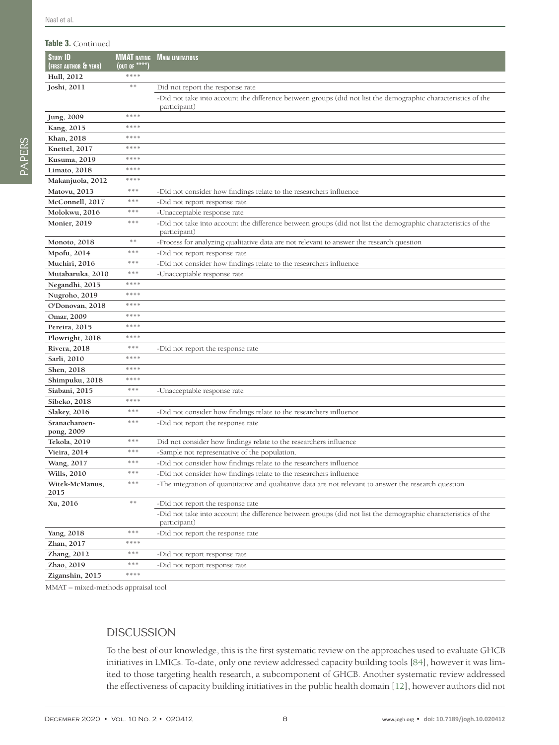**Table 3.** Continued

| Study ID (first author & year) | MMAT rating (out of ****) | Main limitations |
|---|---|---|
| Hull, 2012 | **** | |
| Joshi, 2011 | ** | Did not report the response rate<br>-Did not take into account the difference between groups (did not list the demographic characteristics of the participant) |
| Jung, 2009 | **** | |
| Kang, 2015 | **** | |
| Khan, 2018 | **** | |
| Knettel, 2017 | **** | |
| Kusuma, 2019 | **** | |
| Limato, 2018 | **** | |
| Makanjuola, 2012 | **** | |
| Matovu, 2013 | *** | -Did not consider how findings relate to the researchers influence |
| McConnell, 2017 | *** | -Did not report response rate |
| Molokwu, 2016 | *** | -Unacceptable response rate |
| Monier, 2019 | *** | -Did not take into account the difference between groups (did not list the demographic characteristics of the participant) |
| Monoto, 2018 | ** | -Process for analyzing qualitative data are not relevant to answer the research question |
| Mpofu, 2014 | *** | -Did not report response rate |
| Muchiri, 2016 | *** | -Did not consider how findings relate to the researchers influence |
| Mutabaruka, 2010 | *** | -Unacceptable response rate |
| Negandhi, 2015 | **** | |
| Nugroho, 2019 | **** | |
| O'Donovan, 2018 | **** | |
| Omar, 2009 | **** | |
| Pereira, 2015 | **** | |
| Plowright, 2018 | **** | |
| Rivera, 2018 | *** | -Did not report the response rate |
| Sarli, 2010 | **** | |
| Shen, 2018 | **** | |
| Shimpuku, 2018 | **** | |
| Siabani, 2015 | *** | -Unacceptable response rate |
| Sibeko, 2018 | **** | |
| Slakey, 2016 | *** | -Did not consider how findings relate to the researchers influence |
| Sranacharoen-pong, 2009 | *** | -Did not report the response rate |
| Tekola, 2019 | *** | Did not consider how findings relate to the researchers influence |
| Vieira, 2014 | *** | -Sample not representative of the population. |
| Wang, 2017 | *** | -Did not consider how findings relate to the researchers influence |
| Wills, 2010 | *** | -Did not consider how findings relate to the researchers influence |
| Witek-McManus, 2015 | *** | -The integration of quantitative and qualitative data are not relevant to answer the research question |
| Xu, 2016 | ** | -Did not report the response rate<br>-Did not take into account the difference between groups (did not list the demographic characteristics of the participant) |
| Yang, 2018 | *** | -Did not report the response rate |
| Zhan, 2017 | **** | |
| Zhang, 2012 | *** | -Did not report response rate |
| Zhao, 2019 | *** | -Did not report response rate |
| Ziganshin, 2015 | **** | |

MMAT – mixed-methods appraisal tool

## DISCUSSION

To the best of our knowledge, this is the first systematic review on the approaches used to evaluate GHCB initiatives in LMICs. To-date, only one review addressed capacity building tools [84], however it was limited to those targeting health research, a subcomponent of GHCB. Another systematic review addressed the effectiveness of capacity building initiatives in the public health domain [12], however authors did not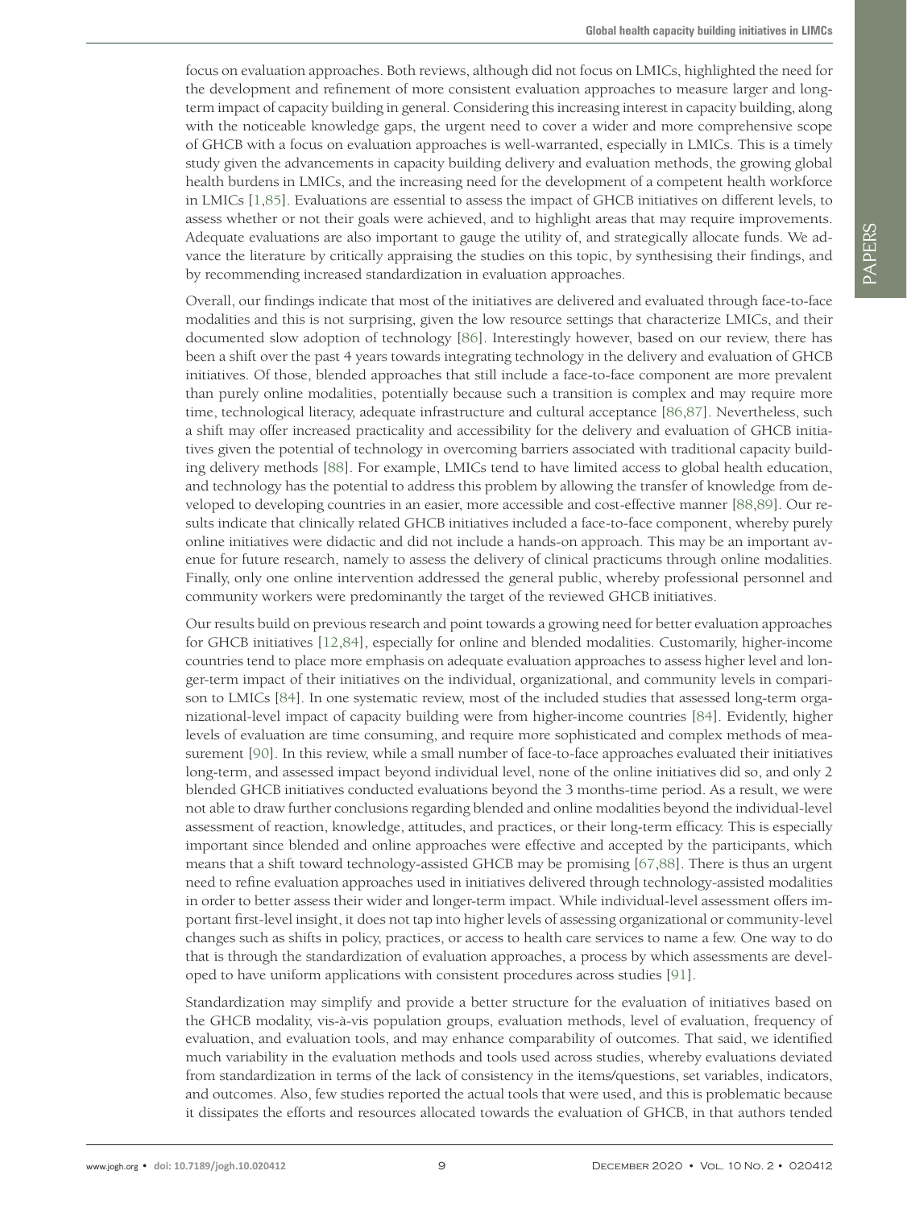focus on evaluation approaches. Both reviews, although did not focus on LMICs, highlighted the need for the development and refinement of more consistent evaluation approaches to measure larger and long-term impact of capacity building in general. Considering this increasing interest in capacity building, along with the noticeable knowledge gaps, the urgent need to cover a wider and more comprehensive scope of GHCB with a focus on evaluation approaches is well-warranted, especially in LMICs. This is a timely study given the advancements in capacity building delivery and evaluation methods, the growing global health burdens in LMICs, and the increasing need for the development of a competent health workforce in LMICs [1,85]. Evaluations are essential to assess the impact of GHCB initiatives on different levels, to assess whether or not their goals were achieved, and to highlight areas that may require improvements. Adequate evaluations are also important to gauge the utility of, and strategically allocate funds. We advance the literature by critically appraising the studies on this topic, by synthesising their findings, and by recommending increased standardization in evaluation approaches.

Overall, our findings indicate that most of the initiatives are delivered and evaluated through face-to-face modalities and this is not surprising, given the low resource settings that characterize LMICs, and their documented slow adoption of technology [86]. Interestingly however, based on our review, there has been a shift over the past 4 years towards integrating technology in the delivery and evaluation of GHCB initiatives. Of those, blended approaches that still include a face-to-face component are more prevalent than purely online modalities, potentially because such a transition is complex and may require more time, technological literacy, adequate infrastructure and cultural acceptance [86,87]. Nevertheless, such a shift may offer increased practicality and accessibility for the delivery and evaluation of GHCB initiatives given the potential of technology in overcoming barriers associated with traditional capacity building delivery methods [88]. For example, LMICs tend to have limited access to global health education, and technology has the potential to address this problem by allowing the transfer of knowledge from developed to developing countries in an easier, more accessible and cost-effective manner [88,89]. Our results indicate that clinically related GHCB initiatives included a face-to-face component, whereby purely online initiatives were didactic and did not include a hands-on approach. This may be an important avenue for future research, namely to assess the delivery of clinical practicums through online modalities. Finally, only one online intervention addressed the general public, whereby professional personnel and community workers were predominantly the target of the reviewed GHCB initiatives.

Our results build on previous research and point towards a growing need for better evaluation approaches for GHCB initiatives [12,84], especially for online and blended modalities. Customarily, higher-income countries tend to place more emphasis on adequate evaluation approaches to assess higher level and longer-term impact of their initiatives on the individual, organizational, and community levels in comparison to LMICs [84]. In one systematic review, most of the included studies that assessed long-term organizational-level impact of capacity building were from higher-income countries [84]. Evidently, higher levels of evaluation are time consuming, and require more sophisticated and complex methods of measurement [90]. In this review, while a small number of face-to-face approaches evaluated their initiatives long-term, and assessed impact beyond individual level, none of the online initiatives did so, and only 2 blended GHCB initiatives conducted evaluations beyond the 3 months-time period. As a result, we were not able to draw further conclusions regarding blended and online modalities beyond the individual-level assessment of reaction, knowledge, attitudes, and practices, or their long-term efficacy. This is especially important since blended and online approaches were effective and accepted by the participants, which means that a shift toward technology-assisted GHCB may be promising [67,88]. There is thus an urgent need to refine evaluation approaches used in initiatives delivered through technology-assisted modalities in order to better assess their wider and longer-term impact. While individual-level assessment offers important first-level insight, it does not tap into higher levels of assessing organizational or community-level changes such as shifts in policy, practices, or access to health care services to name a few. One way to do that is through the standardization of evaluation approaches, a process by which assessments are developed to have uniform applications with consistent procedures across studies [91].

Standardization may simplify and provide a better structure for the evaluation of initiatives based on the GHCB modality, vis-à-vis population groups, evaluation methods, level of evaluation, frequency of evaluation, and evaluation tools, and may enhance comparability of outcomes. That said, we identified much variability in the evaluation methods and tools used across studies, whereby evaluations deviated from standardization in terms of the lack of consistency in the items/questions, set variables, indicators, and outcomes. Also, few studies reported the actual tools that were used, and this is problematic because it dissipates the efforts and resources allocated towards the evaluation of GHCB, in that authors tended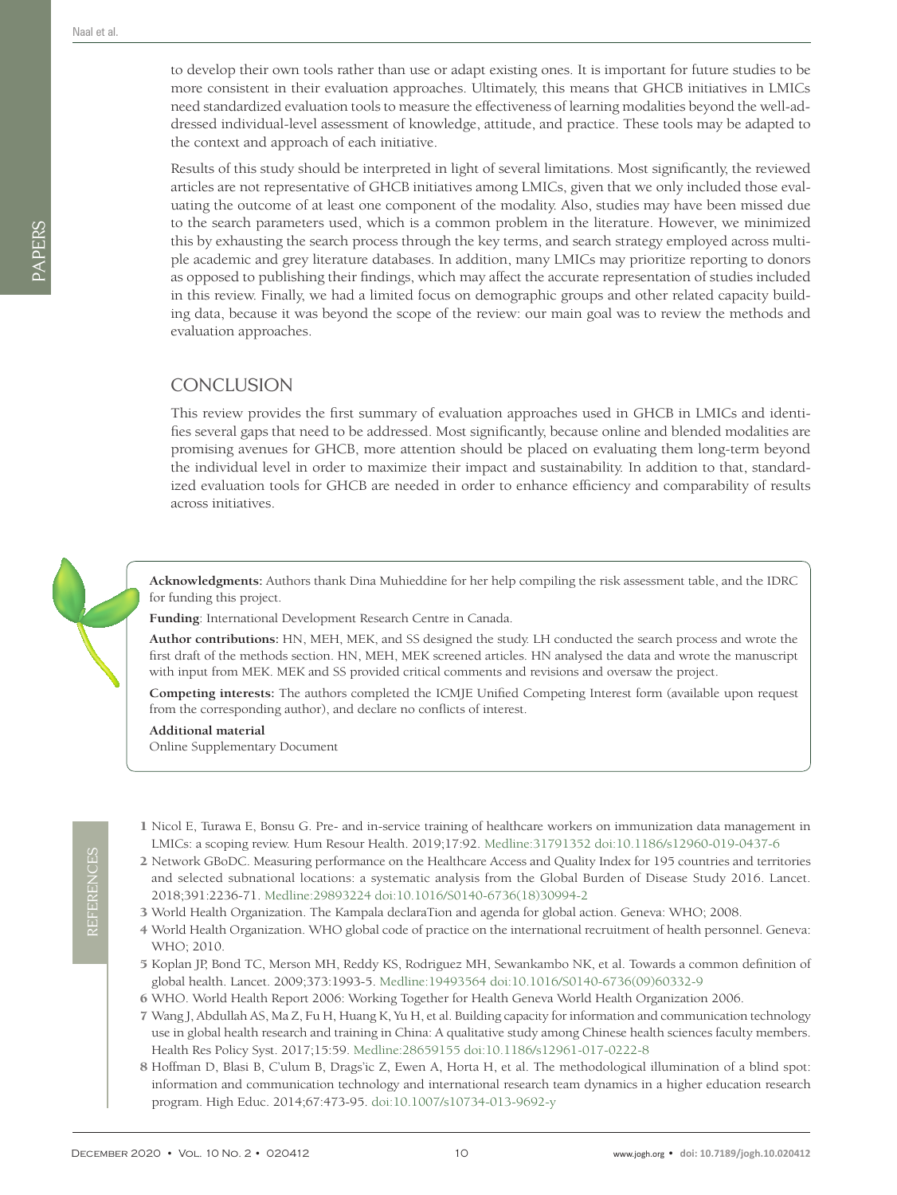to develop their own tools rather than use or adapt existing ones. It is important for future studies to be more consistent in their evaluation approaches. Ultimately, this means that GHCB initiatives in LMICs need standardized evaluation tools to measure the effectiveness of learning modalities beyond the well-addressed individual-level assessment of knowledge, attitude, and practice. These tools may be adapted to the context and approach of each initiative.

Results of this study should be interpreted in light of several limitations. Most significantly, the reviewed articles are not representative of GHCB initiatives among LMICs, given that we only included those evaluating the outcome of at least one component of the modality. Also, studies may have been missed due to the search parameters used, which is a common problem in the literature. However, we minimized this by exhausting the search process through the key terms, and search strategy employed across multiple academic and grey literature databases. In addition, many LMICs may prioritize reporting to donors as opposed to publishing their findings, which may affect the accurate representation of studies included in this review. Finally, we had a limited focus on demographic groups and other related capacity building data, because it was beyond the scope of the review: our main goal was to review the methods and evaluation approaches.

## CONCLUSION

This review provides the first summary of evaluation approaches used in GHCB in LMICs and identifies several gaps that need to be addressed. Most significantly, because online and blended modalities are promising avenues for GHCB, more attention should be placed on evaluating them long-term beyond the individual level in order to maximize their impact and sustainability. In addition to that, standardized evaluation tools for GHCB are needed in order to enhance efficiency and comparability of results across initiatives.

**Acknowledgments:** Authors thank Dina Muhieddine for her help compiling the risk assessment table, and the IDRC for funding this project.

**Funding**: International Development Research Centre in Canada.

**Author contributions:** HN, MEH, MEK, and SS designed the study. LH conducted the search process and wrote the first draft of the methods section. HN, MEH, MEK screened articles. HN analysed the data and wrote the manuscript with input from MEK. MEK and SS provided critical comments and revisions and oversaw the project.

**Competing interests:** The authors completed the ICMJE Unified Competing Interest form (available upon request from the corresponding author), and declare no conflicts of interest.

**Additional material**

Online Supplementary Document

## REFERENCES

1. Nicol E, Turawa E, Bonsu G. Pre- and in-service training of healthcare workers on immunization data management in LMICs: a scoping review. Hum Resour Health. 2019;17:92. Medline:31791352 doi:10.1186/s12960-019-0437-6
2. Network GBoDC. Measuring performance on the Healthcare Access and Quality Index for 195 countries and territories and selected subnational locations: a systematic analysis from the Global Burden of Disease Study 2016. Lancet. 2018;391:2236-71. Medline:29893224 doi:10.1016/S0140-6736(18)30994-2
3. World Health Organization. The Kampala declaraTion and agenda for global action. Geneva: WHO; 2008.
4. World Health Organization. WHO global code of practice on the international recruitment of health personnel. Geneva: WHO; 2010.
5. Koplan JP, Bond TC, Merson MH, Reddy KS, Rodriguez MH, Sewankambo NK, et al. Towards a common definition of global health. Lancet. 2009;373:1993-5. Medline:19493564 doi:10.1016/S0140-6736(09)60332-9
6. WHO. World Health Report 2006: Working Together for Health Geneva World Health Organization 2006.
7. Wang J, Abdullah AS, Ma Z, Fu H, Huang K, Yu H, et al. Building capacity for information and communication technology use in global health research and training in China: A qualitative study among Chinese health sciences faculty members. Health Res Policy Syst. 2017;15:59. Medline:28659155 doi:10.1186/s12961-017-0222-8
8. Hoffman D, Blasi B, C'ulum B, Drags'ic Z, Ewen A, Horta H, et al. The methodological illumination of a blind spot: information and communication technology and international research team dynamics in a higher education research program. High Educ. 2014;67:473-95. doi:10.1007/s10734-013-9692-y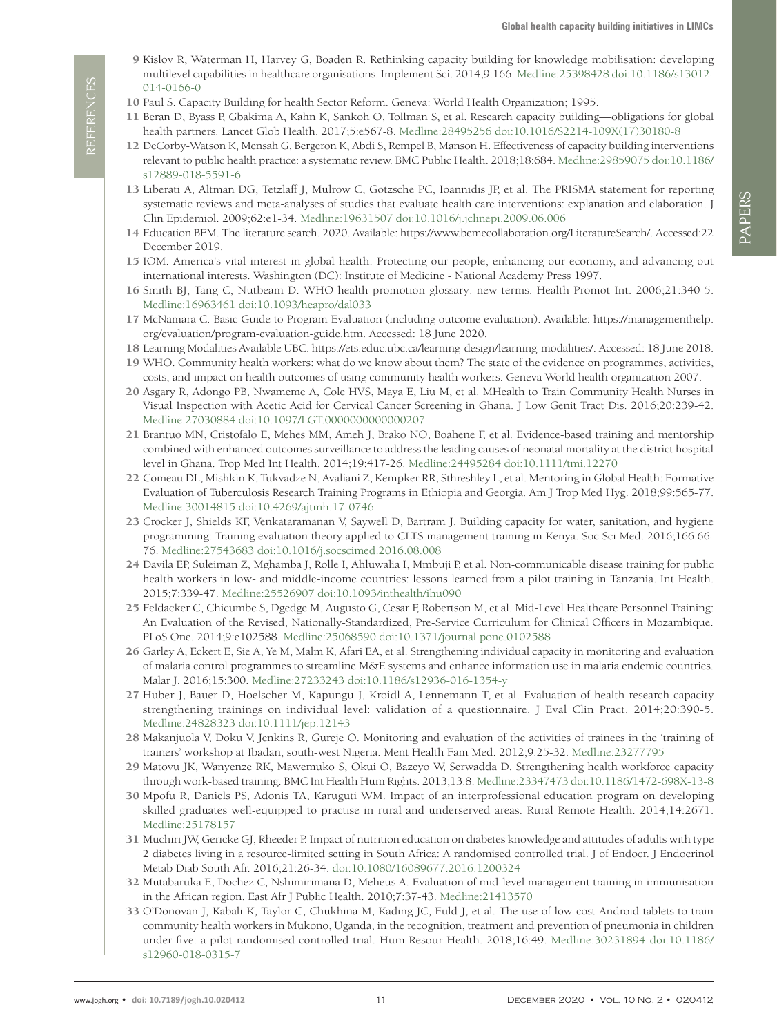9 Kislov R, Waterman H, Harvey G, Boaden R. Rethinking capacity building for knowledge mobilisation: developing multilevel capabilities in healthcare organisations. Implement Sci. 2014;9:166. Medline:25398428 doi:10.1186/s13012-014-0166-0

10 Paul S. Capacity Building for health Sector Reform. Geneva: World Health Organization; 1995.

11 Beran D, Byass P, Gbakima A, Kahn K, Sankoh O, Tollman S, et al. Research capacity building—obligations for global health partners. Lancet Glob Health. 2017;5:e567-8. Medline:28495256 doi:10.1016/S2214-109X(17)30180-8

12 DeCorby-Watson K, Mensah G, Bergeron K, Abdi S, Rempel B, Manson H. Effectiveness of capacity building interventions relevant to public health practice: a systematic review. BMC Public Health. 2018;18:684. Medline:29859075 doi:10.1186/s12889-018-5591-6

13 Liberati A, Altman DG, Tetzlaff J, Mulrow C, Gotzsche PC, Ioannidis JP, et al. The PRISMA statement for reporting systematic reviews and meta-analyses of studies that evaluate health care interventions: explanation and elaboration. J Clin Epidemiol. 2009;62:e1-34. Medline:19631507 doi:10.1016/j.jclinepi.2009.06.006

14 Education BEM. The literature search. 2020. Available: https://www.bemecollaboration.org/LiteratureSearch/. Accessed:22 December 2019.

15 IOM. America's vital interest in global health: Protecting our people, enhancing our economy, and advancing out international interests. Washington (DC): Institute of Medicine - National Academy Press 1997.

16 Smith BJ, Tang C, Nutbeam D. WHO health promotion glossary: new terms. Health Promot Int. 2006;21:340-5. Medline:16963461 doi:10.1093/heapro/dal033

17 McNamara C. Basic Guide to Program Evaluation (including outcome evaluation). Available: https://managementhelp.org/evaluation/program-evaluation-guide.htm. Accessed: 18 June 2020.

18 Learning Modalities Available UBC. https://ets.educ.ubc.ca/learning-design/learning-modalities/. Accessed: 18 June 2018.

19 WHO. Community health workers: what do we know about them? The state of the evidence on programmes, activities, costs, and impact on health outcomes of using community health workers. Geneva World health organization 2007.

20 Asgary R, Adongo PB, Nwameme A, Cole HVS, Maya E, Liu M, et al. MHealth to Train Community Health Nurses in Visual Inspection with Acetic Acid for Cervical Cancer Screening in Ghana. J Low Genit Tract Dis. 2016;20:239-42. Medline:27030884 doi:10.1097/LGT.0000000000000207

21 Brantuo MN, Cristofalo E, Mehes MM, Ameh J, Brako NO, Boahene F, et al. Evidence-based training and mentorship combined with enhanced outcomes surveillance to address the leading causes of neonatal mortality at the district hospital level in Ghana. Trop Med Int Health. 2014;19:417-26. Medline:24495284 doi:10.1111/tmi.12270

22 Comeau DL, Mishkin K, Tukvadze N, Avaliani Z, Kempker RR, Sthreshley L, et al. Mentoring in Global Health: Formative Evaluation of Tuberculosis Research Training Programs in Ethiopia and Georgia. Am J Trop Med Hyg. 2018;99:565-77. Medline:30014815 doi:10.4269/ajtmh.17-0746

23 Crocker J, Shields KF, Venkataramanan V, Saywell D, Bartram J. Building capacity for water, sanitation, and hygiene programming: Training evaluation theory applied to CLTS management training in Kenya. Soc Sci Med. 2016;166:66-76. Medline:27543683 doi:10.1016/j.socscimed.2016.08.008

24 Davila EP, Suleiman Z, Mghamba J, Rolle I, Ahluwalia I, Mmbuji P, et al. Non-communicable disease training for public health workers in low- and middle-income countries: lessons learned from a pilot training in Tanzania. Int Health. 2015;7:339-47. Medline:25526907 doi:10.1093/inthealth/ihu090

25 Feldacker C, Chicumbe S, Dgedge M, Augusto G, Cesar F, Robertson M, et al. Mid-Level Healthcare Personnel Training: An Evaluation of the Revised, Nationally-Standardized, Pre-Service Curriculum for Clinical Officers in Mozambique. PLoS One. 2014;9:e102588. Medline:25068590 doi:10.1371/journal.pone.0102588

26 Garley A, Eckert E, Sie A, Ye M, Malm K, Afari EA, et al. Strengthening individual capacity in monitoring and evaluation of malaria control programmes to streamline M&E systems and enhance information use in malaria endemic countries. Malar J. 2016;15:300. Medline:27233243 doi:10.1186/s12936-016-1354-y

27 Huber J, Bauer D, Hoelscher M, Kapungu J, Kroidl A, Lennemann T, et al. Evaluation of health research capacity strengthening trainings on individual level: validation of a questionnaire. J Eval Clin Pract. 2014;20:390-5. Medline:24828323 doi:10.1111/jep.12143

28 Makanjuola V, Doku V, Jenkins R, Gureje O. Monitoring and evaluation of the activities of trainees in the 'training of trainers' workshop at Ibadan, south-west Nigeria. Ment Health Fam Med. 2012;9:25-32. Medline:23277795

29 Matovu JK, Wanyenze RK, Mawemuko S, Okui O, Bazeyo W, Serwadda D. Strengthening health workforce capacity through work-based training. BMC Int Health Hum Rights. 2013;13:8. Medline:23347473 doi:10.1186/1472-698X-13-8

30 Mpofu R, Daniels PS, Adonis TA, Karuguti WM. Impact of an interprofessional education program on developing skilled graduates well-equipped to practise in rural and underserved areas. Rural Remote Health. 2014;14:2671. Medline:25178157

31 Muchiri JW, Gericke GJ, Rheeder P. Impact of nutrition education on diabetes knowledge and attitudes of adults with type 2 diabetes living in a resource-limited setting in South Africa: A randomised controlled trial. J of Endocr. J Endocrinol Metab Diab South Afr. 2016;21:26-34. doi:10.1080/16089677.2016.1200324

32 Mutabaruka E, Dochez C, Nshimirimana D, Meheus A. Evaluation of mid-level management training in immunisation in the African region. East Afr J Public Health. 2010;7:37-43. Medline:21413570

33 O'Donovan J, Kabali K, Taylor C, Chukhina M, Kading JC, Fuld J, et al. The use of low-cost Android tablets to train community health workers in Mukono, Uganda, in the recognition, treatment and prevention of pneumonia in children under five: a pilot randomised controlled trial. Hum Resour Health. 2018;16:49. Medline:30231894 doi:10.1186/s12960-018-0315-7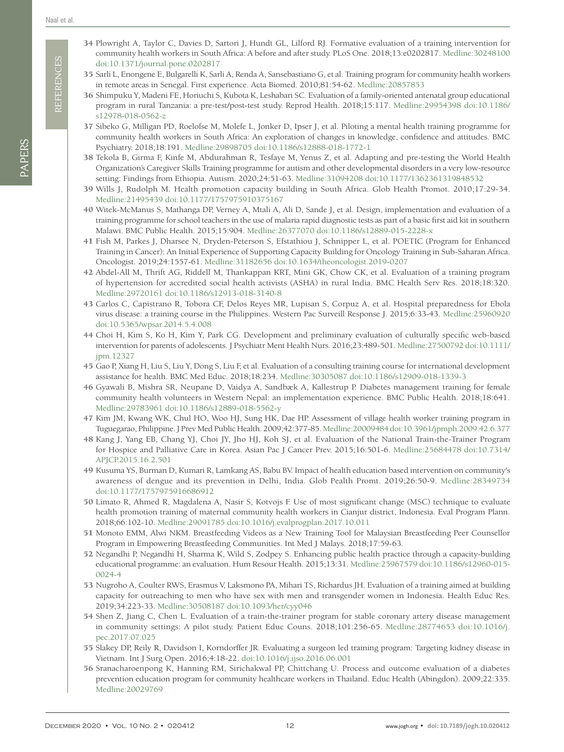34 Plowright A, Taylor C, Davies D, Sartori J, Hundt GL, Lilford RJ. Formative evaluation of a training intervention for community health workers in South Africa: A before and after study. PLoS One. 2018;13:e0202817. Medline:30248100 doi:10.1371/journal.pone.0202817

35 Sarli L, Enongene E, Bulgarelli K, Sarli A, Renda A, Sansebastiano G, et al. Training program for community health workers in remote areas in Senegal. First experience. Acta Biomed. 2010;81:54-62. Medline:20857853

36 Shimpuku Y, Madeni FE, Horiuchi S, Kubota K, Leshabari SC. Evaluation of a family-oriented antenatal group educational program in rural Tanzania: a pre-test/post-test study. Reprod Health. 2018;15:117. Medline:29954398 doi:10.1186/s12978-018-0562-z

37 Sibeko G, Milligan PD, Roelofse M, Molefe L, Jonker D, Ipser J, et al. Piloting a mental health training programme for community health workers in South Africa: An exploration of changes in knowledge, confidence and attitudes. BMC Psychiatry. 2018;18:191. Medline:29898705 doi:10.1186/s12888-018-1772-1

38 Tekola B, Girma F, Kinfe M, Abdurahman R, Tesfaye M, Yenus Z, et al. Adapting and pre-testing the World Health Organization's Caregiver Skills Training programme for autism and other developmental disorders in a very low-resource setting: Findings from Ethiopia. Autism. 2020;24:51-63. Medline:31094208 doi:10.1177/1362361319848532

39 Wills J, Rudolph M. Health promotion capacity building in South Africa. Glob Health Promot. 2010;17:29-34. Medline:21495439 doi:10.1177/1757975910375167

40 Witek-McManus S, Mathanga DP, Verney A, Mtali A, Ali D, Sande J, et al. Design, implementation and evaluation of a training programme for school teachers in the use of malaria rapid diagnostic tests as part of a basic first aid kit in southern Malawi. BMC Public Health. 2015;15:904. Medline:26377070 doi:10.1186/s12889-015-2228-x

41 Fish M, Parkes J, Dharsee N, Dryden-Peterson S, Efstathiou J, Schnipper L, et al. POETIC (Program for Enhanced Training in Cancer): An Initial Experience of Supporting Capacity Building for Oncology Training in Sub-Saharan Africa. Oncologist. 2019;24:1557-61. Medline:31182656 doi:10.1634/theoncologist.2019-0207

42 Abdel-All M, Thrift AG, Riddell M, Thankappan KRT, Mini GK, Chow CK, et al. Evaluation of a training program of hypertension for accredited social health activists (ASHA) in rural India. BMC Health Serv Res. 2018;18:320. Medline:29720161 doi:10.1186/s12913-018-3140-8

43 Carlos C, Capistrano R, Tobora CF, Delos Reyes MR, Lupisan S, Corpuz A, et al. Hospital preparedness for Ebola virus disease: a training course in the Philippines. Western Pac Surveill Response J. 2015;6:33-43. Medline:25960920 doi:10.5365/wpsar.2014.5.4.008

44 Choi H, Kim S, Ko H, Kim Y, Park CG. Development and preliminary evaluation of culturally specific web-based intervention for parents of adolescents. J Psychiatr Ment Health Nurs. 2016;23:489-501. Medline:27500792 doi:10.1111/jpm.12327

45 Gao P, Xiang H, Liu S, Liu Y, Dong S, Liu F, et al. Evaluation of a consulting training course for international development assistance for health. BMC Med Educ. 2018;18:234. Medline:30305087 doi:10.1186/s12909-018-1339-3

46 Gyawali B, Mishra SR, Neupane D, Vaidya A, Sandbæk A, Kallestrup P. Diabetes management training for female community health volunteers in Western Nepal: an implementation experience. BMC Public Health. 2018;18:641. Medline:29783961 doi:10.1186/s12889-018-5562-y

47 Kim JM, Kwang WK, Chul HO, Woo HJ, Sung HK, Dae HP. Assessment of village health worker training program in Tuguegarao, Philippine. J Prev Med Public Health. 2009;42:377-85. Medline:20009484 doi:10.3961/jpmph.2009.42.6.377

48 Kang J, Yang EB, Chang YJ, Choi JY, Jho HJ, Koh SJ, et al. Evaluation of the National Train-the-Trainer Program for Hospice and Palliative Care in Korea. Asian Pac J Cancer Prev. 2015;16:501-6. Medline:25684478 doi:10.7314/APJCP.2015.16.2.501

49 Kusuma YS, Burman D, Kumari R, Lamkang AS, Babu BV. Impact of health education based intervention on community's awareness of dengue and its prevention in Delhi, India. Glob Pealth Promt. 2019;26:50-9. Medline:28349734 doi:10.1177/1757975916686912

50 Limato R, Ahmed R, Magdalena A, Nasir S, Kotvojs F. Use of most significant change (MSC) technique to evaluate health promotion training of maternal community health workers in Cianjur district, Indonesia. Eval Program Plann. 2018;66:102-10. Medline:29091785 doi:10.1016/j.evalprogplan.2017.10.011

51 Monoto EMM, Alwi NKM. Breastfeeding Videos as a New Training Tool for Malaysian Breastfeeding Peer Counsellor Program in Empowering Breastfeeding Communities. Int Med J Malays. 2018;17:59-63.

52 Negandhi P, Negandhi H, Sharma K, Wild S, Zodpey S. Enhancing public health practice through a capacity-building educational programme: an evaluation. Hum Resour Health. 2015;13:31. Medline:25967579 doi:10.1186/s12960-015-0024-4

53 Nugroho A, Coulter RWS, Erasmus V, Laksmono PA, Mihari TS, Richardus JH. Evaluation of a training aimed at building capacity for outreaching to men who have sex with men and transgender women in Indonesia. Health Educ Res. 2019;34:223-33. Medline:30508187 doi:10.1093/her/cyy046

54 Shen Z, Jiang C, Chen L. Evaluation of a train-the-trainer program for stable coronary artery disease management in community settings: A pilot study. Patient Educ Couns. 2018;101:256-65. Medline:28774653 doi:10.1016/j.pec.2017.07.025

55 Slakey DP, Reily R, Davidson I, Korndorffer JR. Evaluating a surgeon led training program: Targeting kidney disease in Vietnam. Int J Surg Open. 2016;4:18-22. doi:10.1016/j.ijso.2016.06.001

56 Sranacharoenpong K, Hanning RM, Sirichakwal PP, Chittchang U. Process and outcome evaluation of a diabetes prevention education program for community healthcare workers in Thailand. Educ Health (Abingdon). 2009;22:335. Medline:20029769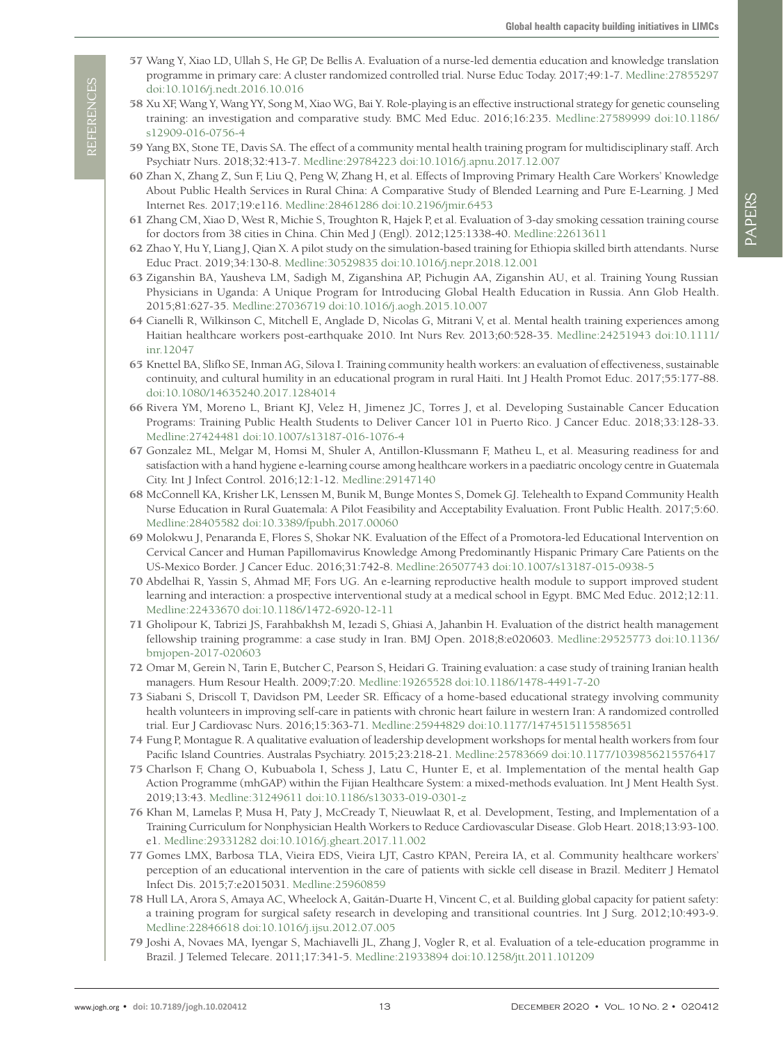57 Wang Y, Xiao LD, Ullah S, He GP, De Bellis A. Evaluation of a nurse-led dementia education and knowledge translation programme in primary care: A cluster randomized controlled trial. Nurse Educ Today. 2017;49:1-7. Medline:27855297 doi:10.1016/j.nedt.2016.10.016

58 Xu XF, Wang Y, Wang YY, Song M, Xiao WG, Bai Y. Role-playing is an effective instructional strategy for genetic counseling training: an investigation and comparative study. BMC Med Educ. 2016;16:235. Medline:27589999 doi:10.1186/s12909-016-0756-4

59 Yang BX, Stone TE, Davis SA. The effect of a community mental health training program for multidisciplinary staff. Arch Psychiatr Nurs. 2018;32:413-7. Medline:29784223 doi:10.1016/j.apnu.2017.12.007

60 Zhan X, Zhang Z, Sun F, Liu Q, Peng W, Zhang H, et al. Effects of Improving Primary Health Care Workers' Knowledge About Public Health Services in Rural China: A Comparative Study of Blended Learning and Pure E-Learning. J Med Internet Res. 2017;19:e116. Medline:28461286 doi:10.2196/jmir.6453

61 Zhang CM, Xiao D, West R, Michie S, Troughton R, Hajek P, et al. Evaluation of 3-day smoking cessation training course for doctors from 38 cities in China. Chin Med J (Engl). 2012;125:1338-40. Medline:22613611

62 Zhao Y, Hu Y, Liang J, Qian X. A pilot study on the simulation-based training for Ethiopia skilled birth attendants. Nurse Educ Pract. 2019;34:130-8. Medline:30529835 doi:10.1016/j.nepr.2018.12.001

63 Ziganshin BA, Yausheva LM, Sadigh M, Ziganshina AP, Pichugin AA, Ziganshin AU, et al. Training Young Russian Physicians in Uganda: A Unique Program for Introducing Global Health Education in Russia. Ann Glob Health. 2015;81:627-35. Medline:27036719 doi:10.1016/j.aogh.2015.10.007

64 Cianelli R, Wilkinson C, Mitchell E, Anglade D, Nicolas G, Mitrani V, et al. Mental health training experiences among Haitian healthcare workers post-earthquake 2010. Int Nurs Rev. 2013;60:528-35. Medline:24251943 doi:10.1111/inr.12047

65 Knettel BA, Slifko SE, Inman AG, Silova I. Training community health workers: an evaluation of effectiveness, sustainable continuity, and cultural humility in an educational program in rural Haiti. Int J Health Promot Educ. 2017;55:177-88. doi:10.1080/14635240.2017.1284014

66 Rivera YM, Moreno L, Briant KJ, Velez H, Jimenez JC, Torres J, et al. Developing Sustainable Cancer Education Programs: Training Public Health Students to Deliver Cancer 101 in Puerto Rico. J Cancer Educ. 2018;33:128-33. Medline:27424481 doi:10.1007/s13187-016-1076-4

67 Gonzalez ML, Melgar M, Homsi M, Shuler A, Antillon-Klussmann F, Matheu L, et al. Measuring readiness for and satisfaction with a hand hygiene e-learning course among healthcare workers in a paediatric oncology centre in Guatemala City. Int J Infect Control. 2016;12:1-12. Medline:29147140

68 McConnell KA, Krisher LK, Lenssen M, Bunik M, Bunge Montes S, Domek GJ. Telehealth to Expand Community Health Nurse Education in Rural Guatemala: A Pilot Feasibility and Acceptability Evaluation. Front Public Health. 2017;5:60. Medline:28405582 doi:10.3389/fpubh.2017.00060

69 Molokwu J, Penaranda E, Flores S, Shokar NK. Evaluation of the Effect of a Promotora-led Educational Intervention on Cervical Cancer and Human Papillomavirus Knowledge Among Predominantly Hispanic Primary Care Patients on the US-Mexico Border. J Cancer Educ. 2016;31:742-8. Medline:26507743 doi:10.1007/s13187-015-0938-5

70 Abdelhai R, Yassin S, Ahmad MF, Fors UG. An e-learning reproductive health module to support improved student learning and interaction: a prospective interventional study at a medical school in Egypt. BMC Med Educ. 2012;12:11. Medline:22433670 doi:10.1186/1472-6920-12-11

71 Gholipour K, Tabrizi JS, Farahbakhsh M, Iezadi S, Ghiasi A, Jahanbin H. Evaluation of the district health management fellowship training programme: a case study in Iran. BMJ Open. 2018;8:e020603. Medline:29525773 doi:10.1136/bmjopen-2017-020603

72 Omar M, Gerein N, Tarin E, Butcher C, Pearson S, Heidari G. Training evaluation: a case study of training Iranian health managers. Hum Resour Health. 2009;7:20. Medline:19265528 doi:10.1186/1478-4491-7-20

73 Siabani S, Driscoll T, Davidson PM, Leeder SR. Efficacy of a home-based educational strategy involving community health volunteers in improving self-care in patients with chronic heart failure in western Iran: A randomized controlled trial. Eur J Cardiovasc Nurs. 2016;15:363-71. Medline:25944829 doi:10.1177/1474515115585651

74 Fung P, Montague R. A qualitative evaluation of leadership development workshops for mental health workers from four Pacific Island Countries. Australas Psychiatry. 2015;23:218-21. Medline:25783669 doi:10.1177/1039856215576417

75 Charlson F, Chang O, Kubuabola I, Schess J, Latu C, Hunter E, et al. Implementation of the mental health Gap Action Programme (mhGAP) within the Fijian Healthcare System: a mixed-methods evaluation. Int J Ment Health Syst. 2019;13:43. Medline:31249611 doi:10.1186/s13033-019-0301-z

76 Khan M, Lamelas P, Musa H, Paty J, McCready T, Nieuwlaat R, et al. Development, Testing, and Implementation of a Training Curriculum for Nonphysician Health Workers to Reduce Cardiovascular Disease. Glob Heart. 2018;13:93-100.e1. Medline:29331282 doi:10.1016/j.gheart.2017.11.002

77 Gomes LMX, Barbosa TLA, Vieira EDS, Vieira LJT, Castro KPAN, Pereira IA, et al. Community healthcare workers' perception of an educational intervention in the care of patients with sickle cell disease in Brazil. Mediterr J Hematol Infect Dis. 2015;7:e2015031. Medline:25960859

78 Hull LA, Arora S, Amaya AC, Wheelock A, Gaitán-Duarte H, Vincent C, et al. Building global capacity for patient safety: a training program for surgical safety research in developing and transitional countries. Int J Surg. 2012;10:493-9. Medline:22846618 doi:10.1016/j.ijsu.2012.07.005

79 Joshi A, Novaes MA, Iyengar S, Machiavelli JL, Zhang J, Vogler R, et al. Evaluation of a tele-education programme in Brazil. J Telemed Telecare. 2011;17:341-5. Medline:21933894 doi:10.1258/jtt.2011.101209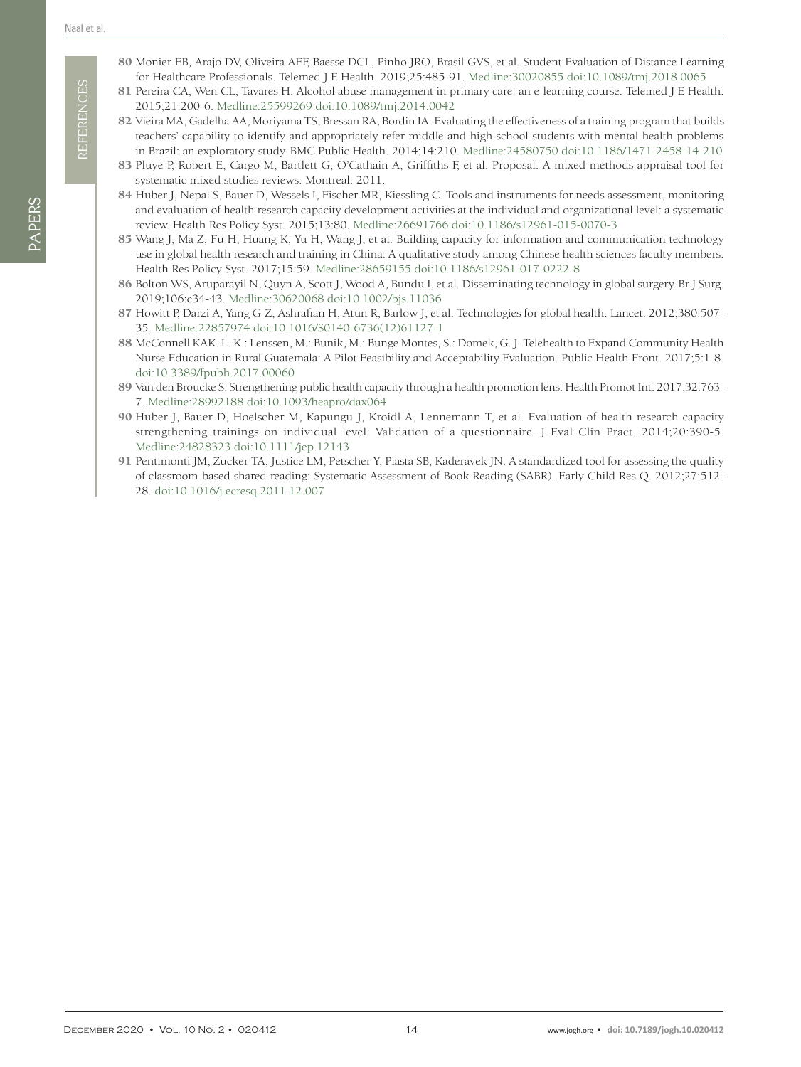80 Monier EB, Arajo DV, Oliveira AEF, Baesse DCL, Pinho JRO, Brasil GVS, et al. Student Evaluation of Distance Learning for Healthcare Professionals. Telemed J E Health. 2019;25:485-91. Medline:30020855 doi:10.1089/tmj.2018.0065

81 Pereira CA, Wen CL, Tavares H. Alcohol abuse management in primary care: an e-learning course. Telemed J E Health. 2015;21:200-6. Medline:25599269 doi:10.1089/tmj.2014.0042

82 Vieira MA, Gadelha AA, Moriyama TS, Bressan RA, Bordin IA. Evaluating the effectiveness of a training program that builds teachers' capability to identify and appropriately refer middle and high school students with mental health problems in Brazil: an exploratory study. BMC Public Health. 2014;14:210. Medline:24580750 doi:10.1186/1471-2458-14-210

83 Pluye P, Robert E, Cargo M, Bartlett G, O'Cathain A, Griffiths F, et al. Proposal: A mixed methods appraisal tool for systematic mixed studies reviews. Montreal: 2011.

84 Huber J, Nepal S, Bauer D, Wessels I, Fischer MR, Kiessling C. Tools and instruments for needs assessment, monitoring and evaluation of health research capacity development activities at the individual and organizational level: a systematic review. Health Res Policy Syst. 2015;13:80. Medline:26691766 doi:10.1186/s12961-015-0070-3

85 Wang J, Ma Z, Fu H, Huang K, Yu H, Wang J, et al. Building capacity for information and communication technology use in global health research and training in China: A qualitative study among Chinese health sciences faculty members. Health Res Policy Syst. 2017;15:59. Medline:28659155 doi:10.1186/s12961-017-0222-8

86 Bolton WS, Aruparayil N, Quyn A, Scott J, Wood A, Bundu I, et al. Disseminating technology in global surgery. Br J Surg. 2019;106:e34-43. Medline:30620068 doi:10.1002/bjs.11036

87 Howitt P, Darzi A, Yang G-Z, Ashrafian H, Atun R, Barlow J, et al. Technologies for global health. Lancet. 2012;380:507-35. Medline:22857974 doi:10.1016/S0140-6736(12)61127-1

88 McConnell KAK. L. K.: Lenssen, M.: Bunik, M.: Bunge Montes, S.: Domek, G. J. Telehealth to Expand Community Health Nurse Education in Rural Guatemala: A Pilot Feasibility and Acceptability Evaluation. Public Health Front. 2017;5:1-8. doi:10.3389/fpubh.2017.00060

89 Van den Broucke S. Strengthening public health capacity through a health promotion lens. Health Promot Int. 2017;32:763-7. Medline:28992188 doi:10.1093/heapro/dax064

90 Huber J, Bauer D, Hoelscher M, Kapungu J, Kroidl A, Lennemann T, et al. Evaluation of health research capacity strengthening trainings on individual level: Validation of a questionnaire. J Eval Clin Pract. 2014;20:390-5. Medline:24828323 doi:10.1111/jep.12143

91 Pentimonti JM, Zucker TA, Justice LM, Petscher Y, Piasta SB, Kaderavek JN. A standardized tool for assessing the quality of classroom-based shared reading: Systematic Assessment of Book Reading (SABR). Early Child Res Q. 2012;27:512-28. doi:10.1016/j.ecresq.2011.12.007